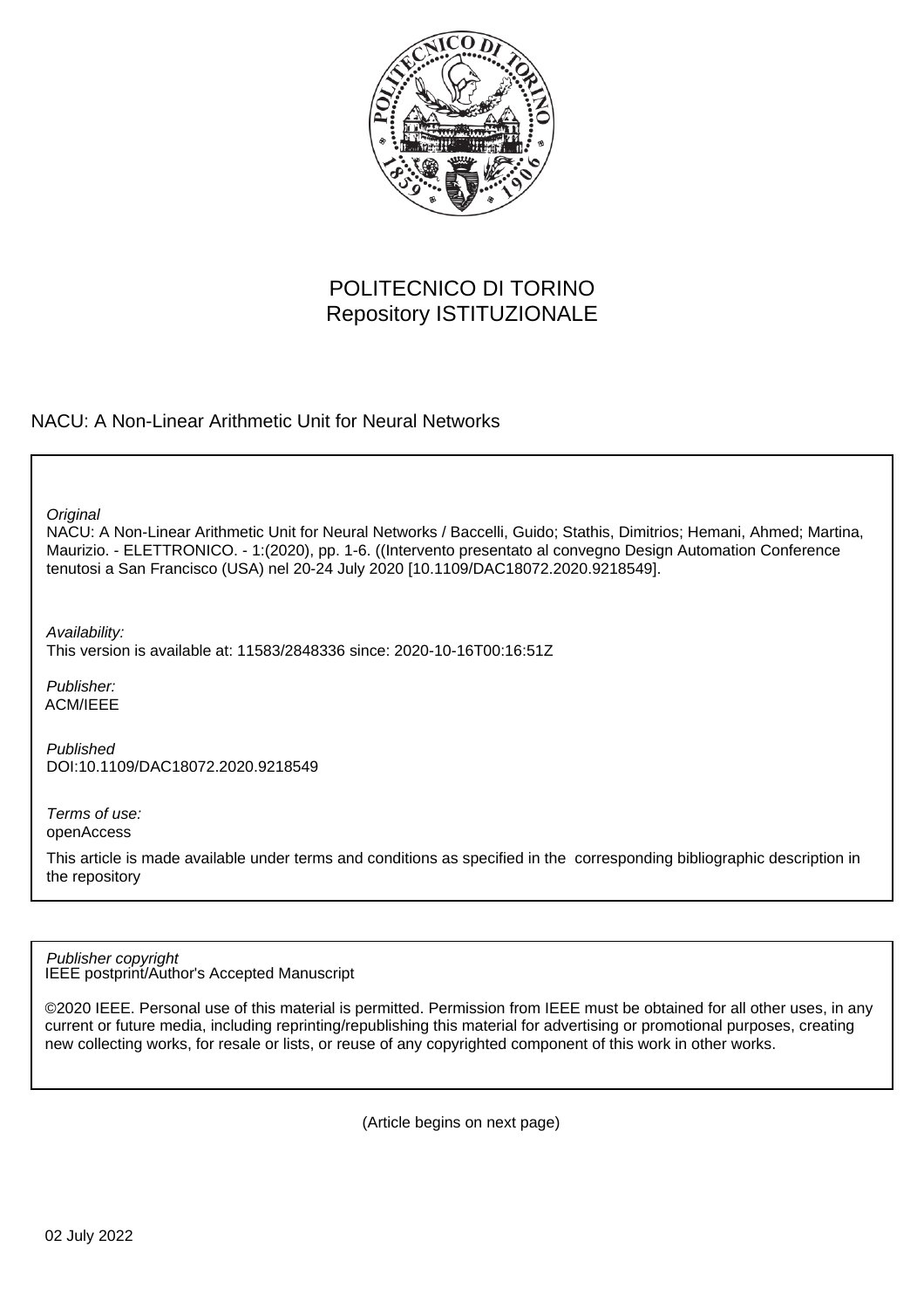POLITECNICO DI TORINO
Repository ISTITUZIONALE

NACU: A Non-Linear Arithmetic Unit for Neural Networks

*Original*
NACU: A Non-Linear Arithmetic Unit for Neural Networks / Baccelli, Guido; Stathis, Dimitrios; Hemani, Ahmed; Martina, Maurizio. - ELETTRONICO. - 1:(2020), pp. 1-6. ((Intervento presentato al convegno Design Automation Conference tenutosi a San Francisco (USA) nel 20-24 July 2020 [10.1109/DAC18072.2020.9218549].

*Availability:*
This version is available at: 11583/2848336 since: 2020-10-16T00:16:51Z

*Publisher:*
ACM/IEEE

*Published*
DOI:10.1109/DAC18072.2020.9218549

*Terms of use:*
openAccess

This article is made available under terms and conditions as specified in the corresponding bibliographic description in the repository

*Publisher copyright*
IEEE postprint/Author's Accepted Manuscript

©2020 IEEE. Personal use of this material is permitted. Permission from IEEE must be obtained for all other uses, in any current or future media, including reprinting/republishing this material for advertising or promotional purposes, creating new collecting works, for resale or lists, or reuse of any copyrighted component of this work in other works.

(Article begins on next page)

02 July 2022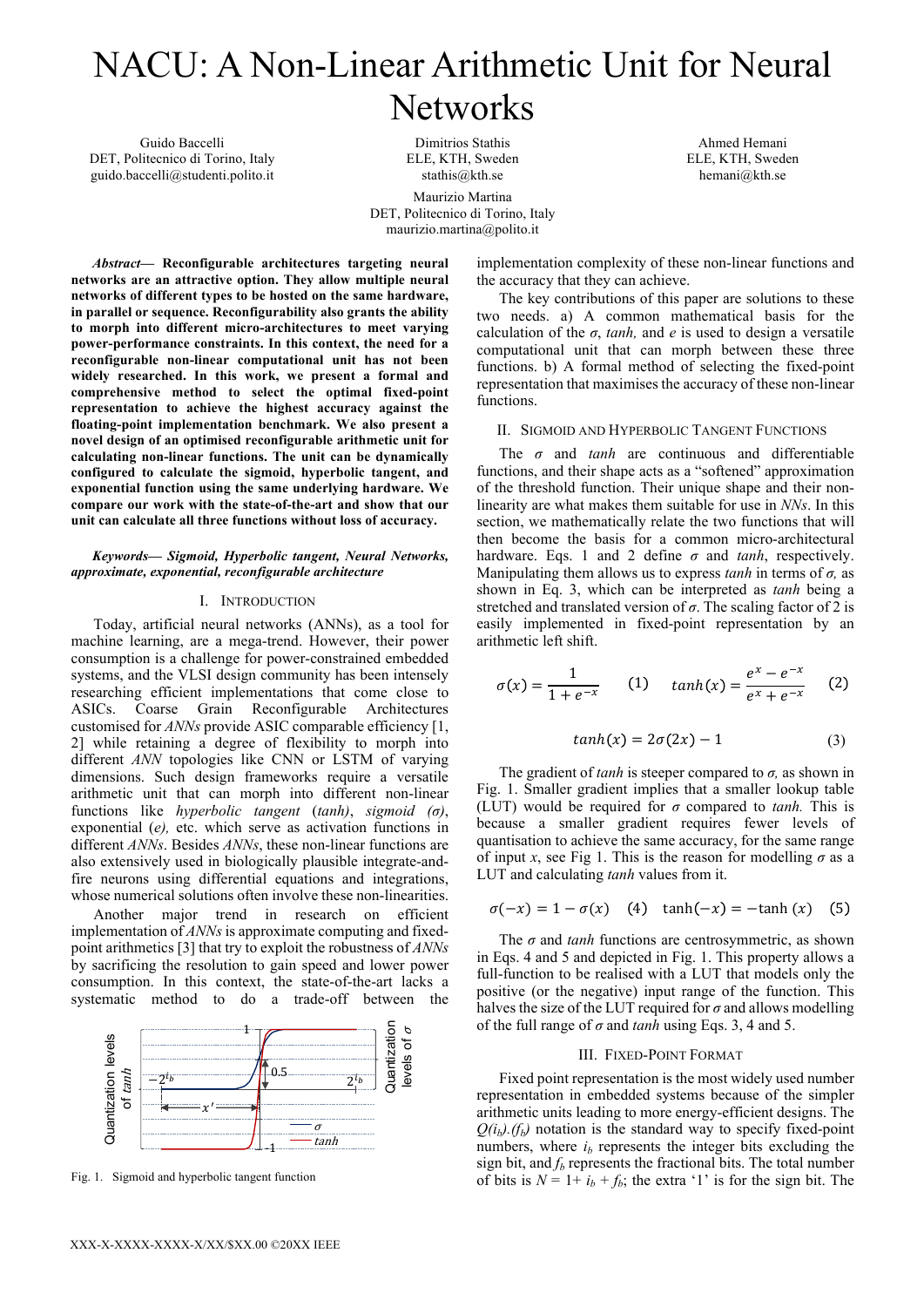# NACU: A Non-Linear Arithmetic Unit for Neural Networks

Guido Baccelli
DET, Politecnico di Torino, Italy
guido.baccelli@studenti.polito.it

Dimitrios Stathis
ELE, KTH, Sweden
stathis@kth.se

Ahmed Hemani
ELE, KTH, Sweden
hemani@kth.se

Maurizio Martina
DET, Politecnico di Torino, Italy
maurizio.martina@polito.it

***Abstract*— Reconfigurable architectures targeting neural networks are an attractive option. They allow multiple neural networks of different types to be hosted on the same hardware, in parallel or sequence. Reconfigurability also grants the ability to morph into different micro-architectures to meet varying power-performance constraints. In this context, the need for a reconfigurable non-linear computational unit has not been widely researched. In this work, we present a formal and comprehensive method to select the optimal fixed-point representation to achieve the highest accuracy against the floating-point implementation benchmark. We also present a novel design of an optimised reconfigurable arithmetic unit for calculating non-linear functions. The unit can be dynamically configured to calculate the sigmoid, hyperbolic tangent, and exponential function using the same underlying hardware. We compare our work with the state-of-the-art and show that our unit can calculate all three functions without loss of accuracy.**

***Keywords— Sigmoid, Hyperbolic tangent, Neural Networks, approximate, exponential, reconfigurable architecture***

## I. Introduction

Today, artificial neural networks (ANNs), as a tool for machine learning, are a mega-trend. However, their power consumption is a challenge for power-constrained embedded systems, and the VLSI design community has been intensely researching efficient implementations that come close to ASICs. Coarse Grain Reconfigurable Architectures customised for *ANNs* provide ASIC comparable efficiency [1, 2] while retaining a degree of flexibility to morph into different *ANN* topologies like CNN or LSTM of varying dimensions. Such design frameworks require a versatile arithmetic unit that can morph into different non-linear functions like *hyperbolic tangent* (*tanh*), *sigmoid (σ)*, exponential (*e*), etc. which serve as activation functions in different *ANNs*. Besides *ANNs*, these non-linear functions are also extensively used in biologically plausible integrate-and-fire neurons using differential equations and integrations, whose numerical solutions often involve these non-linearities.

Another major trend in research on efficient implementation of *ANNs* is approximate computing and fixed-point arithmetics [3] that try to exploit the robustness of *ANNs* by sacrificing the resolution to gain speed and lower power consumption. In this context, the state-of-the-art lacks a systematic method to do a trade-off between the implementation complexity of these non-linear functions and the accuracy that they can achieve.

The key contributions of this paper are solutions to these two needs. a) A common mathematical basis for the calculation of the *σ*, *tanh,* and *e* is used to design a versatile computational unit that can morph between these three functions. b) A formal method of selecting the fixed-point representation that maximises the accuracy of these non-linear functions.

Quantization levels of *tanh*

Quantization levels of *σ*

1

0.5

$-2^{i_b}$

$2^{i_b}$

$x'$

-1

*σ*

*tanh*

Fig. 1. Sigmoid and hyperbolic tangent function

## II. Sigmoid and Hyperbolic Tangent Functions

The *σ* and *tanh* are continuous and differentiable functions, and their shape acts as a "softened" approximation of the threshold function. Their unique shape and their non-linearity are what makes them suitable for use in *NNs*. In this section, we mathematically relate the two functions that will then become the basis for a common micro-architectural hardware. Eqs. 1 and 2 define *σ* and *tanh*, respectively. Manipulating them allows us to express *tanh* in terms of *σ,* as shown in Eq. 3, which can be interpreted as *tanh* being a stretched and translated version of *σ*. The scaling factor of 2 is easily implemented in fixed-point representation by an arithmetic left shift.

$$\sigma(x) = \frac{1}{1+e^{-x}} \quad (1) \qquad tanh(x) = \frac{e^{x}-e^{-x}}{e^{x}+e^{-x}} \quad (2)$$

$$tanh(x) = 2\sigma(2x) - 1 \quad (3)$$

The gradient of *tanh* is steeper compared to *σ,* as shown in Fig. 1. Smaller gradient implies that a smaller lookup table (LUT) would be required for *σ* compared to *tanh.* This is because a smaller gradient requires fewer levels of quantisation to achieve the same accuracy, for the same range of input *x*, see Fig 1. This is the reason for modelling *σ* as a LUT and calculating *tanh* values from it.

$$\sigma(-x) = 1 - \sigma(x) \quad (4) \qquad \tanh(-x) = -\tanh(x) \quad (5)$$

The *σ* and *tanh* functions are centrosymmetric, as shown in Eqs. 4 and 5 and depicted in Fig. 1. This property allows a full-function to be realised with a LUT that models only the positive (or the negative) input range of the function. This halves the size of the LUT required for *σ* and allows modelling of the full range of *σ* and *tanh* using Eqs. 3, 4 and 5.

## III. Fixed-Point Format

Fixed point representation is the most widely used number representation in embedded systems because of the simpler arithmetic units leading to more energy-efficient designs. The $Q(i_b).(f_b)$ notation is the standard way to specify fixed-point numbers, where $i_b$ represents the integer bits excluding the sign bit, and $f_b$ represents the fractional bits. The total number of bits is $N = 1 + i_b + f_b$; the extra '1' is for the sign bit. The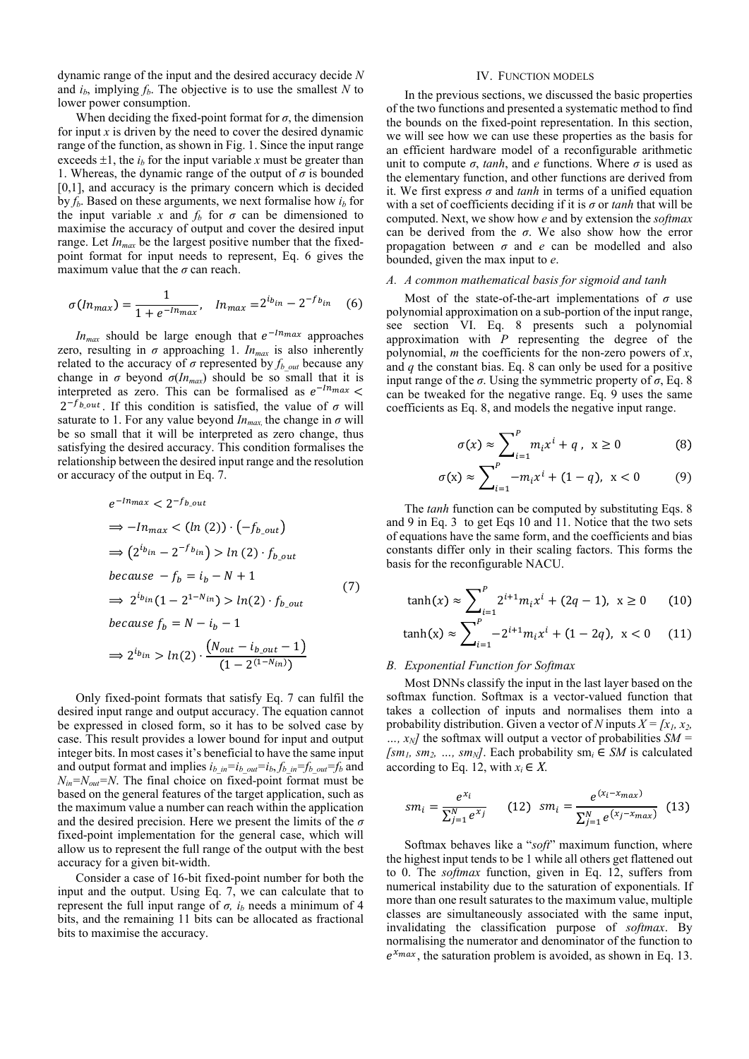dynamic range of the input and the desired accuracy decide $N$ and $i_b$, implying $f_b$. The objective is to use the smallest $N$ to lower power consumption.

When deciding the fixed-point format for $\sigma$, the dimension for input $x$ is driven by the need to cover the desired dynamic range of the function, as shown in Fig. 1. Since the input range exceeds $\pm 1$, the $i_b$ for the input variable $x$ must be greater than 1. Whereas, the dynamic range of the output of $\sigma$ is bounded [0,1], and accuracy is the primary concern which is decided by $f_b$. Based on these arguments, we next formalise how $i_b$ for the input variable $x$ and $f_b$ for $\sigma$ can be dimensioned to maximise the accuracy of output and cover the desired input range. Let $In_{max}$ be the largest positive number that the fixed-point format for input needs to represent, Eq. 6 gives the maximum value that the $\sigma$ can reach.

$$\sigma(In_{max}) = \frac{1}{1 + e^{-In_{max}}}, \quad In_{max} = 2^{i_{b_{in}}} - 2^{-f_{b_{in}}} \quad (6)$$

$In_{max}$ should be large enough that $e^{-In_{max}}$ approaches zero, resulting in $\sigma$ approaching 1. $In_{max}$ is also inherently related to the accuracy of $\sigma$ represented by $f_{b\_out}$ because any change in $\sigma$ beyond $\sigma(In_{max})$ should be so small that it is interpreted as zero. This can be formalised as $e^{-In_{max}} < 2^{-f_{b\_out}}$. If this condition is satisfied, the value of $\sigma$ will saturate to 1. For any value beyond $In_{max}$, the change in $\sigma$ will be so small that it will be interpreted as zero change, thus satisfying the desired accuracy. This condition formalises the relationship between the desired input range and the resolution or accuracy of the output in Eq. 7.

$$\begin{aligned}
& e^{-In_{max}} < 2^{-f_{b\_out}} \\
& \Rightarrow -In_{max} < (ln\,(2)) \cdot (-f_{b\_out}) \\
& \Rightarrow (2^{i_{b_{in}}} - 2^{-f_{b_{in}}}) > ln\,(2) \cdot f_{b\_out} \\
& because\ -f_b = i_b - N + 1 \\
& \Rightarrow 2^{i_{b_{in}}}(1 - 2^{1-N_{in}}) > ln(2) \cdot f_{b\_out} \\
& because\ f_b = N - i_b - 1 \\
& \Rightarrow 2^{i_{b_{in}}} > ln(2) \cdot \frac{(N_{out} - i_{b\_out} - 1)}{(1 - 2^{(1-N_{in})})}
\end{aligned} \quad (7)$$

Only fixed-point formats that satisfy Eq. 7 can fulfil the desired input range and output accuracy. The equation cannot be expressed in closed form, so it has to be solved case by case. This result provides a lower bound for input and output integer bits. In most cases it's beneficial to have the same input and output format and implies $i_{b\_in}=i_{b\_out}=i_b$, $f_{b\_in}=f_{b\_out}=f_b$ and $N_{in}=N_{out}=N$. The final choice on fixed-point format must be based on the general features of the target application, such as the maximum value a number can reach within the application and the desired precision. Here we present the limits of the $\sigma$ fixed-point implementation for the general case, which will allow us to represent the full range of the output with the best accuracy for a given bit-width.

Consider a case of 16-bit fixed-point number for both the input and the output. Using Eq. 7, we can calculate that to represent the full input range of $\sigma$, $i_b$ needs a minimum of 4 bits, and the remaining 11 bits can be allocated as fractional bits to maximise the accuracy.

## IV. Function Models

In the previous sections, we discussed the basic properties of the two functions and presented a systematic method to find the bounds on the fixed-point representation. In this section, we will see how we can use these properties as the basis for an efficient hardware model of a reconfigurable arithmetic unit to compute $\sigma$, *tanh*, and *e* functions. Where $\sigma$ is used as the elementary function, and other functions are derived from it. We first express $\sigma$ and *tanh* in terms of a unified equation with a set of coefficients deciding if it is $\sigma$ or *tanh* that will be computed. Next, we show how *e* and by extension the *softmax* can be derived from the $\sigma$. We also show how the error propagation between $\sigma$ and *e* can be modelled and also bounded, given the max input to *e*.

### A. A common mathematical basis for sigmoid and tanh

Most of the state-of-the-art implementations of $\sigma$ use polynomial approximation on a sub-portion of the input range, see section VI. Eq. 8 presents such a polynomial approximation with $P$ representing the degree of the polynomial, $m$ the coefficients for the non-zero powers of $x$, and $q$ the constant bias. Eq. 8 can only be used for a positive input range of the $\sigma$. Using the symmetric property of $\sigma$, Eq. 8 can be tweaked for the negative range. Eq. 9 uses the same coefficients as Eq. 8, and models the negative input range.

$$\sigma(x) \approx \sum_{i=1}^{P} m_i x^i + q\,, \;\; x \geq 0 \quad (8)$$

$$\sigma(x) \approx \sum_{i=1}^{P} -m_i x^i + (1-q), \;\; x < 0 \quad (9)$$

The *tanh* function can be computed by substituting Eqs. 8 and 9 in Eq. 3 to get Eqs 10 and 11. Notice that the two sets of equations have the same form, and the coefficients and bias constants differ only in their scaling factors. This forms the basis for the reconfigurable NACU.

$$\tanh(x) \approx \sum_{i=1}^{P} 2^{i+1} m_i x^i + (2q-1), \;\; x \geq 0 \quad (10)$$

$$\tanh(x) \approx \sum_{i=1}^{P} -2^{i+1} m_i x^i + (1-2q), \;\; x < 0 \quad (11)$$

### B. Exponential Function for Softmax

Most DNNs classify the input in the last layer based on the softmax function. Softmax is a vector-valued function that takes a collection of inputs and normalises them into a probability distribution. Given a vector of $N$ inputs $X = [x_1, x_2, \ldots, x_N]$ the softmax will output a vector of probabilities $SM = [sm_1, sm_2, \ldots, sm_N]$. Each probability $sm_i \in SM$ is calculated according to Eq. 12, with $x_i \in X$.

$$sm_i = \frac{e^{x_i}}{\sum_{j=1}^{N} e^{x_j}} \quad (12) \qquad sm_i = \frac{e^{(x_i - x_{max})}}{\sum_{j=1}^{N} e^{(x_j - x_{max})}} \quad (13)$$

Softmax behaves like a "*soft*" maximum function, where the highest input tends to be 1 while all others get flattened out to 0. The *softmax* function, given in Eq. 12, suffers from numerical instability due to the saturation of exponentials. If more than one result saturates to the maximum value, multiple classes are simultaneously associated with the same input, invalidating the classification purpose of *softmax*. By normalising the numerator and denominator of the function to $e^{x_{max}}$, the saturation problem is avoided, as shown in Eq. 13.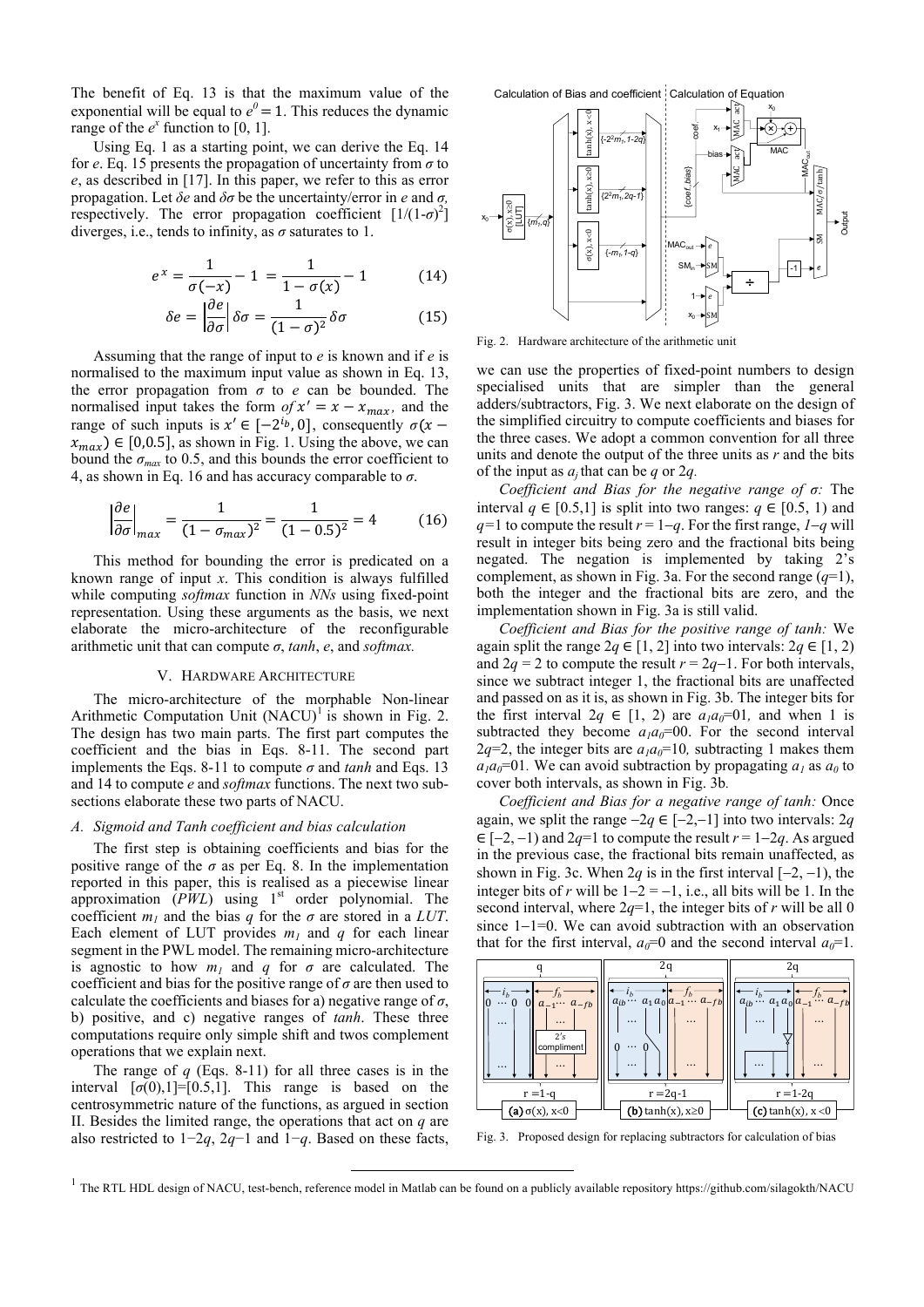The benefit of Eq. 13 is that the maximum value of the exponential will be equal to $e^0 = 1$. This reduces the dynamic range of the $e^x$ function to [0, 1].

Using Eq. 1 as a starting point, we can derive the Eq. 14 for *e*. Eq. 15 presents the propagation of uncertainty from $\sigma$ to *e*, as described in [17]. In this paper, we refer to this as error propagation. Let $\delta e$ and $\delta\sigma$ be the uncertainty/error in *e* and $\sigma$, respectively. The error propagation coefficient $[1/(1\text{-}\sigma)^2]$ diverges, i.e., tends to infinity, as $\sigma$ saturates to 1.

$$e^x = \frac{1}{\sigma(-x)} - 1 = \frac{1}{1-\sigma(x)} - 1 \tag{14}$$

$$\delta e = \left|\frac{\partial e}{\partial \sigma}\right| \delta\sigma = \frac{1}{(1-\sigma)^2}\delta\sigma \tag{15}$$

Assuming that the range of input to *e* is known and if *e* is normalised to the maximum input value as shown in Eq. 13, the error propagation from $\sigma$ to *e* can be bounded. The normalised input takes the form *of* $x' = x - x_{max}$, and the range of such inputs is $x' \in [-2^{i_b}, 0]$, consequently $\sigma(x - x_{max}) \in [0, 0.5]$, as shown in Fig. 1. Using the above, we can bound the $\sigma_{max}$ to 0.5, and this bounds the error coefficient to 4, as shown in Eq. 16 and has accuracy comparable to $\sigma$.

$$\left.\frac{\partial e}{\partial \sigma}\right|_{max} = \frac{1}{(1-\sigma_{max})^2} = \frac{1}{(1-0.5)^2} = 4 \tag{16}$$

This method for bounding the error is predicated on a known range of input *x*. This condition is always fulfilled while computing *softmax* function in *NNs* using fixed-point representation. Using these arguments as the basis, we next elaborate the micro-architecture of the reconfigurable arithmetic unit that can compute $\sigma$, *tanh*, *e*, and *softmax.*

## V. Hardware Architecture

The micro-architecture of the morphable Non-linear Arithmetic Computation Unit (NACU)[1] is shown in Fig. 2. The design has two main parts. The first part computes the coefficient and the bias in Eqs. 8-11. The second part implements the Eqs. 8-11 to compute $\sigma$ and *tanh* and Eqs. 13 and 14 to compute *e* and *softmax* functions. The next two sub-sections elaborate these two parts of NACU.

### A. Sigmoid and Tanh coefficient and bias calculation

The first step is obtaining coefficients and bias for the positive range of the $\sigma$ as per Eq. 8. In the implementation reported in this paper, this is realised as a piecewise linear approximation (*PWL*) using 1st order polynomial. The coefficient $m_1$ and the bias *q* for the $\sigma$ are stored in a *LUT*. Each element of LUT provides $m_1$ and *q* for each linear segment in the PWL model. The remaining micro-architecture is agnostic to how $m_1$ and *q* for $\sigma$ are calculated. The coefficient and bias for the positive range of $\sigma$ are then used to calculate the coefficients and biases for a) negative range of $\sigma$, b) positive, and c) negative ranges of *tanh*. These three computations require only simple shift and twos complement operations that we explain next.

The range of *q* (Eqs. 8-11) for all three cases is in the interval $[\sigma(0),1]=[0.5,1]$. This range is based on the centrosymmetric nature of the functions, as argued in section II. Besides the limited range, the operations that act on *q* are also restricted to $1-2q$, $2q-1$ and $1-q$. Based on these facts, we can use the properties of fixed-point numbers to design specialised units that are simpler than the general adders/subtractors, Fig. 3. We next elaborate on the design of the simplified circuitry to compute coefficients and biases for the three cases. We adopt a common convention for all three units and denote the output of the three units as *r* and the bits of the input as $a_j$ that can be *q* or 2*q*.

Fig. 2. Hardware architecture of the arithmetic unit

*Coefficient and Bias for the negative range of* $\sigma$*:* The interval $q \in [0.5,1]$ is split into two ranges: $q \in [0.5, 1)$ and $q=1$ to compute the result $r = 1-q$. For the first range, $1-q$ will result in integer bits being zero and the fractional bits being negated. The negation is implemented by taking 2's complement, as shown in Fig. 3a. For the second range ($q=1$), both the integer and the fractional bits are zero, and the implementation shown in Fig. 3a is still valid.

*Coefficient and Bias for the positive range of tanh:* We again split the range $2q \in [1, 2]$ into two intervals: $2q \in [1, 2)$ and $2q = 2$ to compute the result $r = 2q-1$. For both intervals, since we subtract integer 1, the fractional bits are unaffected and passed on as it is, as shown in Fig. 3b. The integer bits for the first interval $2q \in [1, 2)$ are $a_1a_0$=01, and when 1 is subtracted they become $a_1a_0$=00. For the second interval $2q$=2, the integer bits are $a_1a_0$=10, subtracting 1 makes them $a_1a_0$=01. We can avoid subtraction by propagating $a_1$ as $a_0$ to cover both intervals, as shown in Fig. 3b.

*Coefficient and Bias for a negative range of tanh:* Once again, we split the range $-2q \in [-2,-1]$ into two intervals: $2q \in [-2, -1)$ and $2q$=1 to compute the result $r = 1-2q$. As argued in the previous case, the fractional bits remain unaffected, as shown in Fig. 3c. When 2*q* is in the first interval [−2, −1), the integer bits of *r* will be $1-2 = -1$, i.e., all bits will be 1. In the second interval, where $2q$=1, the integer bits of *r* will be all 0 since $1-1=0$. We can avoid subtraction with an observation that for the first interval, $a_0$=0 and the second interval $a_0$=1.

Fig. 3. Proposed design for replacing subtractors for calculation of bias

[1] The RTL HDL design of NACU, test-bench, reference model in Matlab can be found on a publicly available repository https://github.com/silagokth/NACU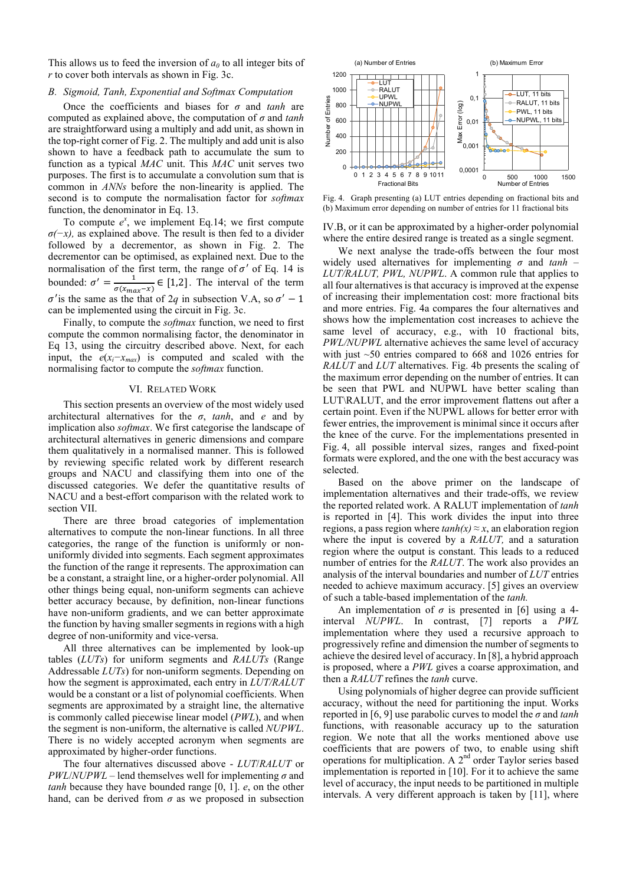This allows us to feed the inversion of $a_0$ to all integer bits of $r$ to cover both intervals as shown in Fig. 3c.

### B. Sigmoid, Tanh, Exponential and Softmax Computation

Once the coefficients and biases for $\sigma$ and *tanh* are computed as explained above, the computation of $\sigma$ and *tanh* are straightforward using a multiply and add unit, as shown in the top-right corner of Fig. 2. The multiply and add unit is also shown to have a feedback path to accumulate the sum to function as a typical *MAC* unit. This *MAC* unit serves two purposes. The first is to accumulate a convolution sum that is common in *ANNs* before the non-linearity is applied. The second is to compute the normalisation factor for *softmax* function, the denominator in Eq. 13.

To compute $e^x$, we implement Eq.14; we first compute $\sigma(-x)$, as explained above. The result is then fed to a divider followed by a decrementor, as shown in Fig. 2. The decrementor can be optimised, as explained next. Due to the normalisation of the first term, the range of $\sigma'$ of Eq. 14 is bounded: $\sigma' = \frac{1}{\sigma(x_{max}-x)} \in [1,2]$. The interval of the term $\sigma'$ is the same as the that of $2q$ in subsection V.A, so $\sigma' - 1$ can be implemented using the circuit in Fig. 3c.

Finally, to compute the *softmax* function, we need to first compute the common normalising factor, the denominator in Eq 13, using the circuitry described above. Next, for each input, the $e(x_i - x_{max})$ is computed and scaled with the normalising factor to compute the *softmax* function.

## VI. Related Work

This section presents an overview of the most widely used architectural alternatives for the $\sigma$, *tanh*, and $e$ and by implication also *softmax*. We first categorise the landscape of architectural alternatives in generic dimensions and compare them qualitatively in a normalised manner. This is followed by reviewing specific related work by different research groups and NACU and classifying them into one of the discussed categories. We defer the quantitative results of NACU and a best-effort comparison with the related work to section VII.

There are three broad categories of implementation alternatives to compute the non-linear functions. In all three categories, the range of the function is uniformly or non-uniformly divided into segments. Each segment approximates the function of the range it represents. The approximation can be a constant, a straight line, or a higher-order polynomial. All other things being equal, non-uniform segments can achieve better accuracy because, by definition, non-linear functions have non-uniform gradients, and we can better approximate the function by having smaller segments in regions with a high degree of non-uniformity and vice-versa.

All three alternatives can be implemented by look-up tables (*LUTs*) for uniform segments and *RALUTs* (Range Addressable *LUTs*) for non-uniform segments. Depending on how the segment is approximated, each entry in *LUT/RALUT* would be a constant or a list of polynomial coefficients. When segments are approximated by a straight line, the alternative is commonly called piecewise linear model (*PWL*), and when the segment is non-uniform, the alternative is called *NUPWL*. There is no widely accepted acronym when segments are approximated by higher-order functions.

The four alternatives discussed above - *LUT/RALUT* or *PWL/NUPWL* – lend themselves well for implementing $\sigma$ and *tanh* because they have bounded range [0, 1]. $e$, on the other hand, can be derived from $\sigma$ as we proposed in subsection IV.B, or it can be approximated by a higher-order polynomial where the entire desired range is treated as a single segment.

Fig. 4. Graph presenting (a) LUT entries depending on fractional bits and (b) Maximum error depending on number of entries for 11 fractional bits

We next analyse the trade-offs between the four most widely used alternatives for implementing $\sigma$ and *tanh* – *LUT/RALUT, PWL, NUPWL*. A common rule that applies to all four alternatives is that accuracy is improved at the expense of increasing their implementation cost: more fractional bits and more entries. Fig. 4a compares the four alternatives and shows how the implementation cost increases to achieve the same level of accuracy, e.g., with 10 fractional bits, *PWL/NUPWL* alternative achieves the same level of accuracy with just ~50 entries compared to 668 and 1026 entries for *RALUT* and *LUT* alternatives. Fig. 4b presents the scaling of the maximum error depending on the number of entries. It can be seen that PWL and NUPWL have better scaling than LUT\RALUT, and the error improvement flattens out after a certain point. Even if the NUPWL allows for better error with fewer entries, the improvement is minimal since it occurs after the knee of the curve. For the implementations presented in Fig. 4, all possible interval sizes, ranges and fixed-point formats were explored, and the one with the best accuracy was selected.

Based on the above primer on the landscape of implementation alternatives and their trade-offs, we review the reported related work. A RALUT implementation of *tanh* is reported in [4]. This work divides the input into three regions, a pass region where $tanh(x) \approx x$, an elaboration region where the input is covered by a *RALUT,* and a saturation region where the output is constant. This leads to a reduced number of entries for the *RALUT*. The work also provides an analysis of the interval boundaries and number of *LUT* entries needed to achieve maximum accuracy. [5] gives an overview of such a table-based implementation of the *tanh.*

An implementation of $\sigma$ is presented in [6] using a 4-interval *NUPWL*. In contrast, [7] reports a *PWL* implementation where they used a recursive approach to progressively refine and dimension the number of segments to achieve the desired level of accuracy. In [8], a hybrid approach is proposed, where a *PWL* gives a coarse approximation, and then a *RALUT* refines the *tanh* curve.

Using polynomials of higher degree can provide sufficient accuracy, without the need for partitioning the input. Works reported in [6, 9] use parabolic curves to model the $\sigma$ and *tanh* functions, with reasonable accuracy up to the saturation region. We note that all the works mentioned above use coefficients that are powers of two, to enable using shift operations for multiplication. A 2nd order Taylor series based implementation is reported in [10]. For it to achieve the same level of accuracy, the input needs to be partitioned in multiple intervals. A very different approach is taken by [11], where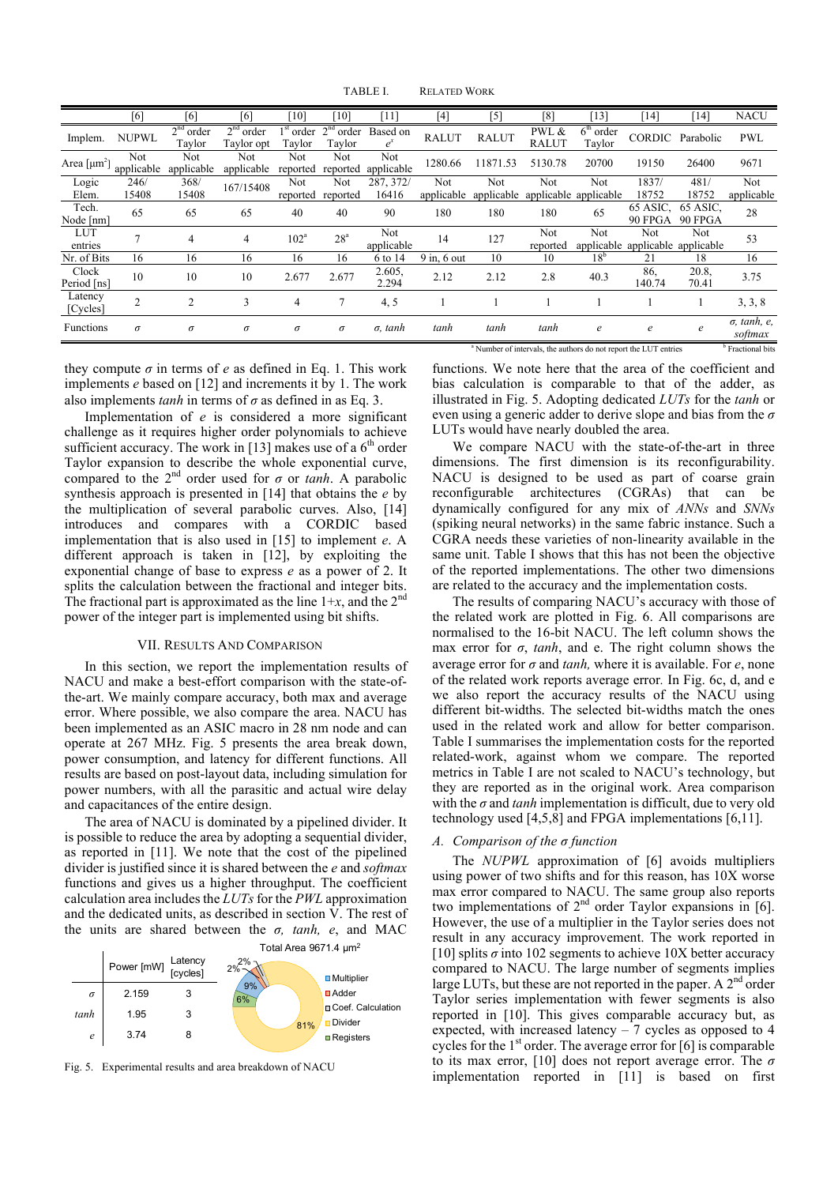TABLE I. RELATED WORK

| | [6] | [6] | [6] | [10] | [10] | [11] | [4] | [5] | [8] | [13] | [14] | [14] | NACU |
|---|---|---|---|---|---|---|---|---|---|---|---|---|---|
| Implem. | NUPWL | 2nd order Taylor | 2nd order Taylor opt | 1st order Taylor | 2nd order Taylor | Based on $e^x$ | RALUT | RALUT | PWL & RALUT | 6th order Taylor | CORDIC | Parabolic | PWL |
| Area [μm²] | Not applicable | Not applicable | Not applicable | Not reported | Not reported | Not applicable | 1280.66 | 11871.53 | 5130.78 | 20700 | 19150 | 26400 | 9671 |
| Logic Elem. | 246/ 15408 | 368/ 15408 | 167/15408 | Not reported | Not reported | 287, 372/ 16416 | Not applicable | Not applicable | Not applicable | Not applicable | 1837/ 18752 | 481/ 18752 | Not applicable |
| Tech. Node [nm] | 65 | 65 | 65 | 40 | 40 | 90 | 180 | 180 | 180 | 65 | 65 ASIC, 90 FPGA | 65 ASIC, 90 FPGA | 28 |
| LUT entries | 7 | 4 | 4 | 102[a] | 28[a] | Not applicable | 14 | 127 | Not reported | Not applicable | Not applicable | Not applicable | 53 |
| Nr. of Bits | 16 | 16 | 16 | 16 | 16 | 6 to 14 | 9 in, 6 out | 10 | 10 | 18[b] | 21 | 18 | 16 |
| Clock Period [ns] | 10 | 10 | 10 | 2.677 | 2.677 | 2.605, 2.294 | 2.12 | 2.12 | 2.8 | 40.3 | 86, 140.74 | 20.8, 70.41 | 3.75 |
| Latency [Cycles] | 2 | 2 | 3 | 4 | 7 | 4, 5 | 1 | 1 | 1 | 1 | 1 | 1 | 3, 3, 8 |
| Functions | $\sigma$ | $\sigma$ | $\sigma$ | $\sigma$ | $\sigma$ | $\sigma$, *tanh* | *tanh* | *tanh* | *tanh* | *e* | *e* | *e* | $\sigma$, *tanh*, *e*, *softmax* |

[a] Number of intervals, the authors do not report the LUT entries [b] Fractional bits

they compute $\sigma$ in terms of *e* as defined in Eq. 1. This work implements *e* based on [12] and increments it by 1. The work also implements *tanh* in terms of $\sigma$ as defined in as Eq. 3.

Implementation of *e* is considered a more significant challenge as it requires higher order polynomials to achieve sufficient accuracy. The work in [13] makes use of a 6th order Taylor expansion to describe the whole exponential curve, compared to the 2nd order used for $\sigma$ or *tanh*. A parabolic synthesis approach is presented in [14] that obtains the *e* by the multiplication of several parabolic curves. Also, [14] introduces and compares with a CORDIC based implementation that is also used in [15] to implement *e*. A different approach is taken in [12], by exploiting the exponential change of base to express *e* as a power of 2. It splits the calculation between the fractional and integer bits. The fractional part is approximated as the line $1+x$, and the 2nd power of the integer part is implemented using bit shifts.

## VII. RESULTS AND COMPARISON

In this section, we report the implementation results of NACU and make a best-effort comparison with the state-of-the-art. We mainly compare accuracy, both max and average error. Where possible, we also compare the area. NACU has been implemented as an ASIC macro in 28 nm node and can operate at 267 MHz. Fig. 5 presents the area break down, power consumption, and latency for different functions. All results are based on post-layout data, including simulation for power numbers, with all the parasitic and actual wire delay and capacitances of the entire design.

The area of NACU is dominated by a pipelined divider. It is possible to reduce the area by adopting a sequential divider, as reported in [11]. We note that the cost of the pipelined divider is justified since it is shared between the *e* and *softmax* functions and gives us a higher throughput. The coefficient calculation area includes the *LUTs* for the *PWL* approximation and the dedicated units, as described in section V. The rest of the units are shared between the $\sigma$, *tanh*, *e*, and MAC functions. We note here that the area of the coefficient and bias calculation is comparable to that of the adder, as illustrated in Fig. 5. Adopting dedicated *LUTs* for the *tanh* or even using a generic adder to derive slope and bias from the $\sigma$ LUTs would have nearly doubled the area.

| | Power [mW] | Latency [cycles] |
|---|---|---|
| $\sigma$ | 2.159 | 3 |
| *tanh* | 1.95 | 3 |
| *e* | 3.74 | 8 |

Total Area 9671.4 μm²: Multiplier 9%, Adder 2%, Coef. Calculation 2%, Divider 81%, Registers 6%

Fig. 5. Experimental results and area breakdown of NACU

We compare NACU with the state-of-the-art in three dimensions. The first dimension is its reconfigurability. NACU is designed to be used as part of coarse grain reconfigurable architectures (CGRAs) that can be dynamically configured for any mix of *ANNs* and *SNNs* (spiking neural networks) in the same fabric instance. Such a CGRA needs these varieties of non-linearity available in the same unit. Table I shows that this has not been the objective of the reported implementations. The other two dimensions are related to the accuracy and the implementation costs.

The results of comparing NACU's accuracy with those of the related work are plotted in Fig. 6. All comparisons are normalised to the 16-bit NACU. The left column shows the max error for $\sigma$, *tanh*, and e. The right column shows the average error for $\sigma$ and *tanh,* where it is available. For *e*, none of the related work reports average error*.* In Fig. 6c, d, and e we also report the accuracy results of the NACU using different bit-widths. The selected bit-widths match the ones used in the related work and allow for better comparison. Table I summarises the implementation costs for the reported related-work, against whom we compare. The reported metrics in Table I are not scaled to NACU's technology, but they are reported as in the original work. Area comparison with the $\sigma$ and *tanh* implementation is difficult, due to very old technology used [4,5,8] and FPGA implementations [6,11].

### *A. Comparison of the σ function*

The *NUPWL* approximation of [6] avoids multipliers using power of two shifts and for this reason, has 10X worse max error compared to NACU. The same group also reports two implementations of 2nd order Taylor expansions in [6]. However, the use of a multiplier in the Taylor series does not result in any accuracy improvement. The work reported in [10] splits $\sigma$ into 102 segments to achieve 10X better accuracy compared to NACU. The large number of segments implies large LUTs, but these are not reported in the paper. A 2nd order Taylor series implementation with fewer segments is also reported in [10]. This gives comparable accuracy but, as expected, with increased latency – 7 cycles as opposed to 4 cycles for the 1st order. The average error for [6] is comparable to its max error, [10] does not report average error. The $\sigma$ implementation reported in [11] is based on first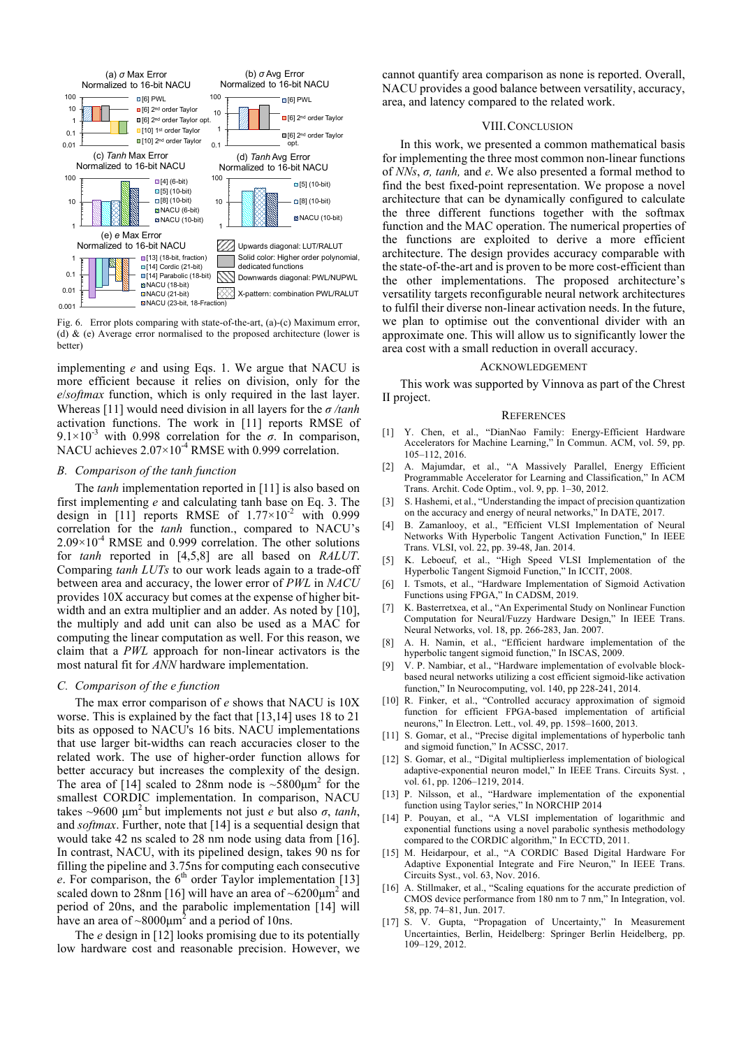(a) σ Max Error
Normalized to 16-bit NACU

100
10
1
0.1
0.01

[6] PWL
[6] 2nd order Taylor
[6] 2nd order Taylor opt.
[10] 1st order Taylor
[10] 2nd order Taylor

(b) σ Avg Error
Normalized to 16-bit NACU

100
10
1
0.1

[6] PWL
[6] 2nd order Taylor
[6] 2nd order Taylor opt.

(c) Tanh Max Error
Normalized to 16-bit NACU

100
10
1

[4] (6-bit)
[5] (10-bit)
[8] (10-bit)
NACU (6-bit)
NACU (10-bit)

(d) Tanh Avg Error
Normalized to 16-bit NACU

100
10
1

[5] (10-bit)
[8] (10-bit)
NACU (10-bit)

(e) e Max Error
Normalized to 16-bit NACU

1
0.1
0.01
0.001

[13] (18-bit, fraction)
[14] Cordic (21-bit)
[14] Parabolic (18-bit)
NACU (18-bit)
NACU (21-bit)
NACU (23-bit, 18-Fraction)

Upwards diagonal: LUT/RALUT
Solid color: Higher order polynomial, dedicated functions
Downwards diagonal: PWL/NUPWL
X-pattern: combination PWL/RALUT

Fig. 6. Error plots comparing with state-of-the-art, (a)-(c) Maximum error, (d) & (e) Average error normalised to the proposed architecture (lower is better)

implementing *e* and using Eqs. 1. We argue that NACU is more efficient because it relies on division, only for the *e*/*softmax* function, which is only required in the last layer. Whereas [11] would need division in all layers for the *σ /tanh* activation functions. The work in [11] reports RMSE of $9.1\times10^{-3}$ with 0.998 correlation for the *σ*. In comparison, NACU achieves $2.07\times10^{-4}$ RMSE with 0.999 correlation.

### *B. Comparison of the tanh function*

The *tanh* implementation reported in [11] is also based on first implementing *e* and calculating tanh base on Eq. 3. The design in [11] reports RMSE of $1.77\times10^{-2}$ with 0.999 correlation for the *tanh* function., compared to NACU's $2.09\times10^{-4}$ RMSE and 0.999 correlation. The other solutions for *tanh* reported in [4,5,8] are all based on *RALUT*. Comparing *tanh LUTs* to our work leads again to a trade-off between area and accuracy, the lower error of *PWL* in *NACU* provides 10X accuracy but comes at the expense of higher bit-width and an extra multiplier and an adder. As noted by [10], the multiply and add unit can also be used as a MAC for computing the linear computation as well. For this reason, we claim that a *PWL* approach for non-linear activators is the most natural fit for *ANN* hardware implementation.

### *C. Comparison of the e function*

The max error comparison of *e* shows that NACU is 10X worse. This is explained by the fact that [13,14] uses 18 to 21 bits as opposed to NACU's 16 bits. NACU implementations that use larger bit-widths can reach accuracies closer to the related work. The use of higher-order function allows for better accuracy but increases the complexity of the design. The area of [14] scaled to 28nm node is ~5800μm$^2$ for the smallest CORDIC implementation. In comparison, NACU takes ~9600 μm$^2$ but implements not just *e* but also *σ*, *tanh*, and *softmax*. Further, note that [14] is a sequential design that would take 42 ns scaled to 28 nm node using data from [16]. In contrast, NACU, with its pipelined design, takes 90 ns for filling the pipeline and 3.75ns for computing each consecutive *e*. For comparison, the 6$^{th}$ order Taylor implementation [13] scaled down to 28nm [16] will have an area of ~6200μm$^2$ and period of 20ns, and the parabolic implementation [14] will have an area of ~8000μm$^2$ and a period of 10ns.

The *e* design in [12] looks promising due to its potentially low hardware cost and reasonable precision. However, we cannot quantify area comparison as none is reported. Overall, NACU provides a good balance between versatility, accuracy, area, and latency compared to the related work.

## VIII. CONCLUSION

In this work, we presented a common mathematical basis for implementing the three most common non-linear functions of *NNs*, *σ, tanh,* and *e*. We also presented a formal method to find the best fixed-point representation. We propose a novel architecture that can be dynamically configured to calculate the three different functions together with the softmax function and the MAC operation. The numerical properties of the functions are exploited to derive a more efficient architecture. The design provides accuracy comparable with the state-of-the-art and is proven to be more cost-efficient than the other implementations. The proposed architecture's versatility targets reconfigurable neural network architectures to fulfil their diverse non-linear activation needs. In the future, we plan to optimise out the conventional divider with an approximate one. This will allow us to significantly lower the area cost with a small reduction in overall accuracy.

## ACKNOWLEDGEMENT

This work was supported by Vinnova as part of the Chrest II project.

## REFERENCES

- [1] Y. Chen, et al., "DianNao Family: Energy-Efficient Hardware Accelerators for Machine Learning," In Commun. ACM, vol. 59, pp. 105–112, 2016.
- [2] A. Majumdar, et al., "A Massively Parallel, Energy Efficient Programmable Accelerator for Learning and Classification," In ACM Trans. Archit. Code Optim., vol. 9, pp. 1–30, 2012.
- [3] S. Hashemi, et al., "Understanding the impact of precision quantization on the accuracy and energy of neural networks," In DATE, 2017.
- [4] B. Zamanlooy, et al., "Efficient VLSI Implementation of Neural Networks With Hyperbolic Tangent Activation Function," In IEEE Trans. VLSI, vol. 22, pp. 39-48, Jan. 2014.
- [5] K. Leboeuf, et al., "High Speed VLSI Implementation of the Hyperbolic Tangent Sigmoid Function," In ICCIT, 2008.
- [6] I. Tsmots, et al., "Hardware Implementation of Sigmoid Activation Functions using FPGA," In CADSM, 2019.
- [7] K. Basterretxea, et al., "An Experimental Study on Nonlinear Function Computation for Neural/Fuzzy Hardware Design," In IEEE Trans. Neural Networks, vol. 18, pp. 266-283, Jan. 2007.
- [8] A. H. Namin, et al., "Efficient hardware implementation of the hyperbolic tangent sigmoid function," In ISCAS, 2009.
- [9] V. P. Nambiar, et al., "Hardware implementation of evolvable block-based neural networks utilizing a cost efficient sigmoid-like activation function," In Neurocomputing, vol. 140, pp 228-241, 2014.
- [10] R. Finker, et al., "Controlled accuracy approximation of sigmoid function for efficient FPGA-based implementation of artificial neurons," In Electron. Lett., vol. 49, pp. 1598–1600, 2013.
- [11] S. Gomar, et al., "Precise digital implementations of hyperbolic tanh and sigmoid function," In ACSSC, 2017.
- [12] S. Gomar, et al., "Digital multiplierless implementation of biological adaptive-exponential neuron model," In IEEE Trans. Circuits Syst. , vol. 61, pp. 1206–1219, 2014.
- [13] P. Nilsson, et al., "Hardware implementation of the exponential function using Taylor series," In NORCHIP 2014
- [14] P. Pouyan, et al., "A VLSI implementation of logarithmic and exponential functions using a novel parabolic synthesis methodology compared to the CORDIC algorithm," In ECCTD, 2011.
- [15] M. Heidarpour, et al., "A CORDIC Based Digital Hardware For Adaptive Exponential Integrate and Fire Neuron," In IEEE Trans. Circuits Syst., vol. 63, Nov. 2016.
- [16] A. Stillmaker, et al., "Scaling equations for the accurate prediction of CMOS device performance from 180 nm to 7 nm," In Integration, vol. 58, pp. 74–81, Jun. 2017.
- [17] S. V. Gupta, "Propagation of Uncertainty," In Measurement Uncertainties, Berlin, Heidelberg: Springer Berlin Heidelberg, pp. 109–129, 2012.